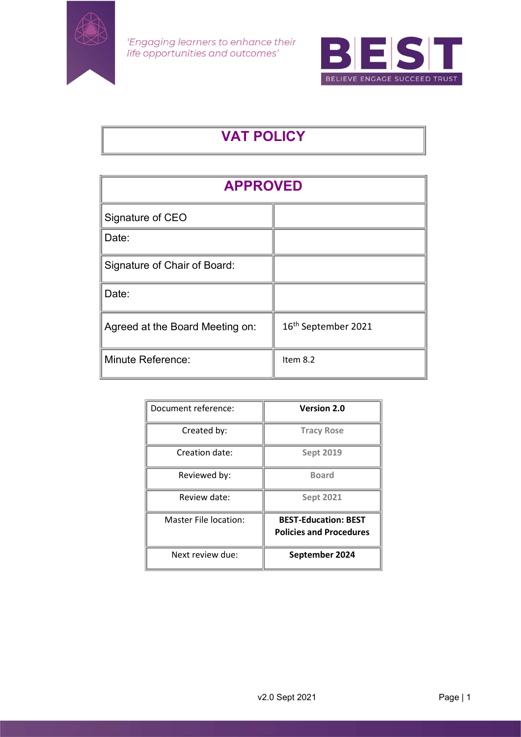*'Engaging learners to enhance their life opportunities and outcomes'*

**BEST**
BELIEVE ENGAGE SUCCEED TRUST

# VAT POLICY

| APPROVED | |
|---|---|
| Signature of CEO | |
| Date: | |
| Signature of Chair of Board: | |
| Date: | |
| Agreed at the Board Meeting on: | 16th September 2021 |
| Minute Reference: | Item 8.2 |

| Document reference: | **Version 2.0** |
|---|---|
| Created by: | **Tracy Rose** |
| Creation date: | **Sept 2019** |
| Reviewed by: | **Board** |
| Review date: | **Sept 2021** |
| Master File location: | **BEST-Education: BEST Policies and Procedures** |
| Next review due: | **September 2024** |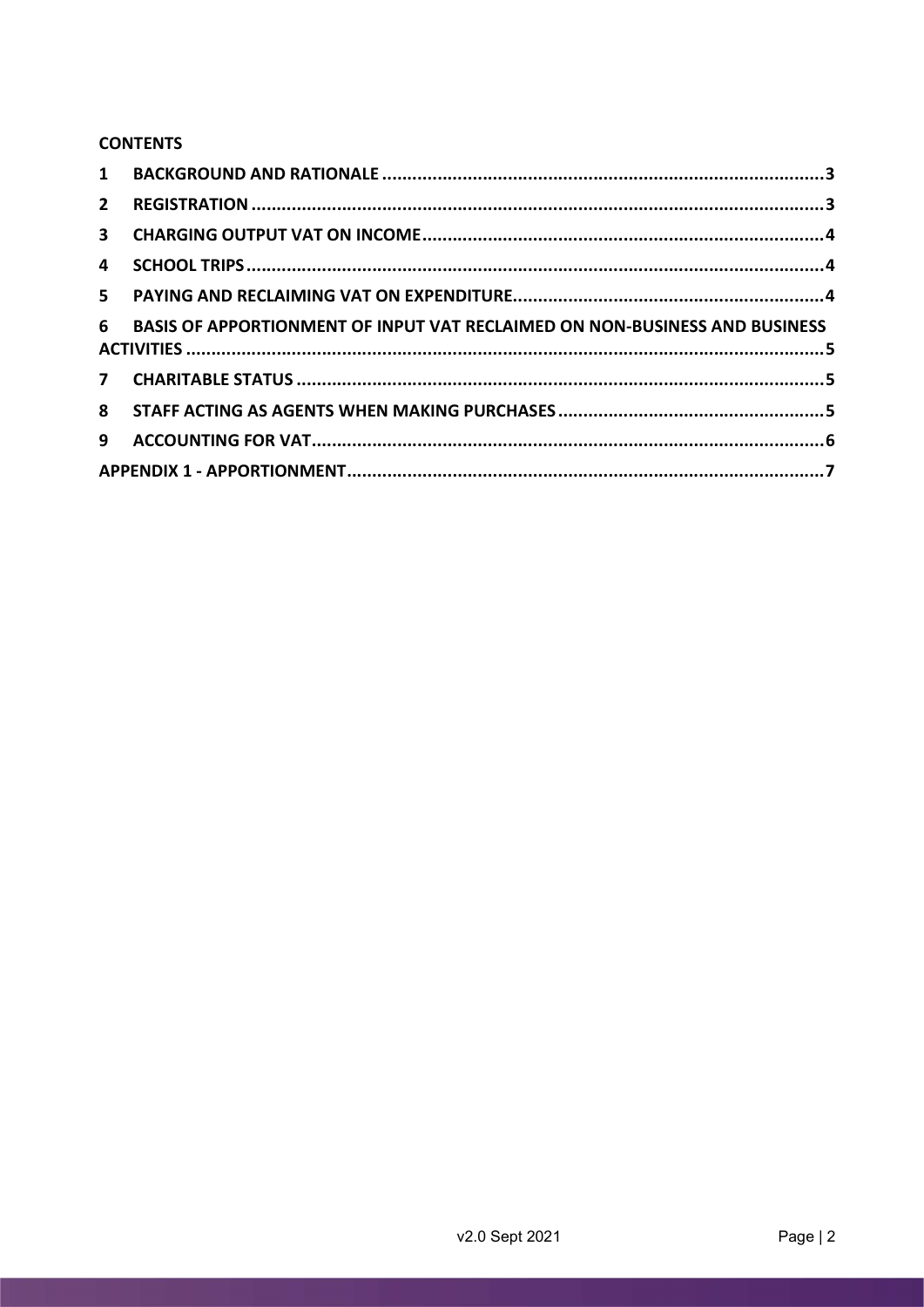**CONTENTS**

| | | |
|---|---|---|
| 1 | BACKGROUND AND RATIONALE | 3 |
| 2 | REGISTRATION | 3 |
| 3 | CHARGING OUTPUT VAT ON INCOME | 4 |
| 4 | SCHOOL TRIPS | 4 |
| 5 | PAYING AND RECLAIMING VAT ON EXPENDITURE | 4 |
| 6 | BASIS OF APPORTIONMENT OF INPUT VAT RECLAIMED ON NON-BUSINESS AND BUSINESS ACTIVITIES | 5 |
| 7 | CHARITABLE STATUS | 5 |
| 8 | STAFF ACTING AS AGENTS WHEN MAKING PURCHASES | 5 |
| 9 | ACCOUNTING FOR VAT | 6 |
| | APPENDIX 1 - APPORTIONMENT | 7 |

v2.0 Sept 2021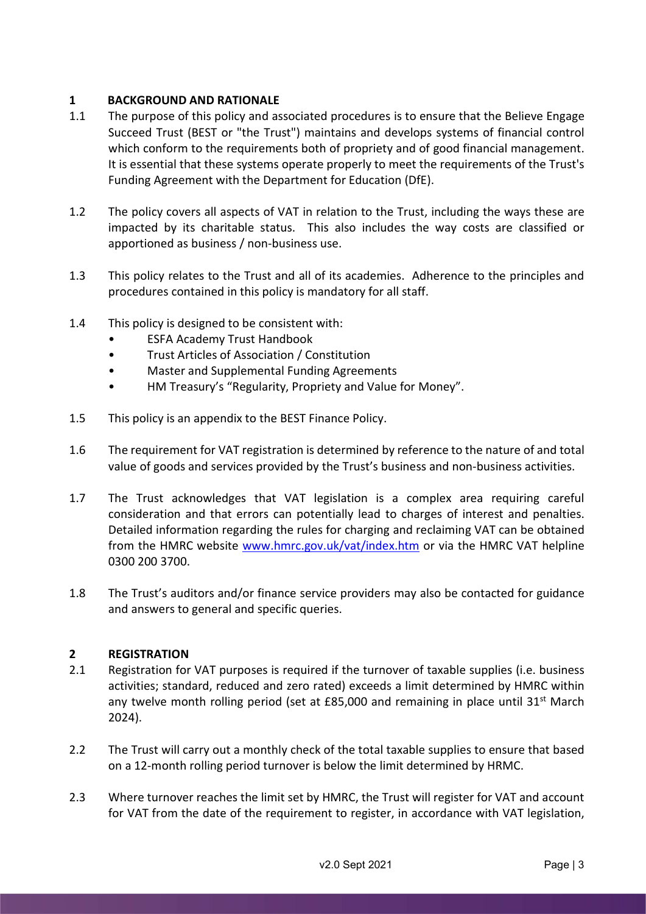## 1 BACKGROUND AND RATIONALE

1.1 The purpose of this policy and associated procedures is to ensure that the Believe Engage Succeed Trust (BEST or "the Trust") maintains and develops systems of financial control which conform to the requirements both of propriety and of good financial management. It is essential that these systems operate properly to meet the requirements of the Trust's Funding Agreement with the Department for Education (DfE).

1.2 The policy covers all aspects of VAT in relation to the Trust, including the ways these are impacted by its charitable status. This also includes the way costs are classified or apportioned as business / non-business use.

1.3 This policy relates to the Trust and all of its academies. Adherence to the principles and procedures contained in this policy is mandatory for all staff.

1.4 This policy is designed to be consistent with:

- ESFA Academy Trust Handbook
- Trust Articles of Association / Constitution
- Master and Supplemental Funding Agreements
- HM Treasury's "Regularity, Propriety and Value for Money".

1.5 This policy is an appendix to the BEST Finance Policy.

1.6 The requirement for VAT registration is determined by reference to the nature of and total value of goods and services provided by the Trust's business and non-business activities.

1.7 The Trust acknowledges that VAT legislation is a complex area requiring careful consideration and that errors can potentially lead to charges of interest and penalties. Detailed information regarding the rules for charging and reclaiming VAT can be obtained from the HMRC website [www.hmrc.gov.uk/vat/index.htm](www.hmrc.gov.uk/vat/index.htm) or via the HMRC VAT helpline 0300 200 3700.

1.8 The Trust's auditors and/or finance service providers may also be contacted for guidance and answers to general and specific queries.

## 2 REGISTRATION

2.1 Registration for VAT purposes is required if the turnover of taxable supplies (i.e. business activities; standard, reduced and zero rated) exceeds a limit determined by HMRC within any twelve month rolling period (set at £85,000 and remaining in place until 31st March 2024).

2.2 The Trust will carry out a monthly check of the total taxable supplies to ensure that based on a 12-month rolling period turnover is below the limit determined by HRMC.

2.3 Where turnover reaches the limit set by HMRC, the Trust will register for VAT and account for VAT from the date of the requirement to register, in accordance with VAT legislation,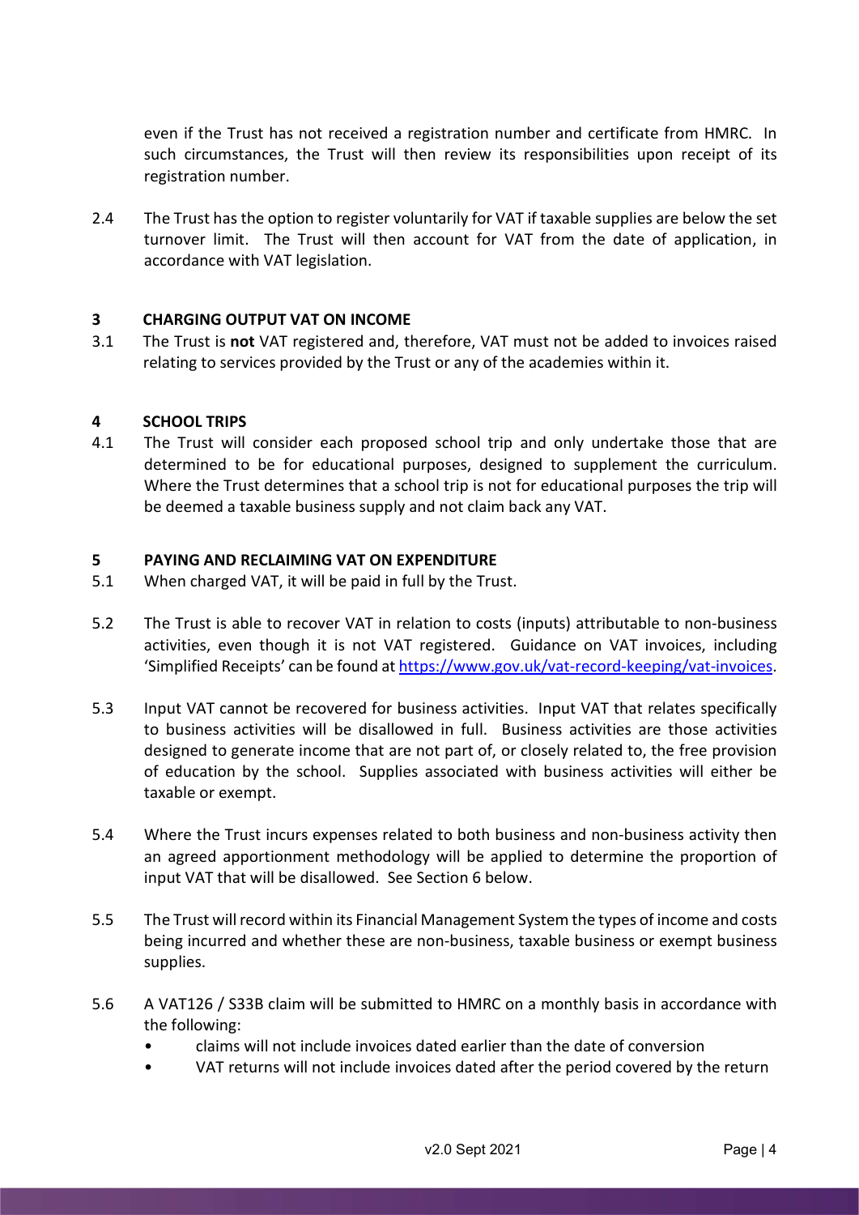even if the Trust has not received a registration number and certificate from HMRC. In such circumstances, the Trust will then review its responsibilities upon receipt of its registration number.

2.4 The Trust has the option to register voluntarily for VAT if taxable supplies are below the set turnover limit. The Trust will then account for VAT from the date of application, in accordance with VAT legislation.

## 3 CHARGING OUTPUT VAT ON INCOME

3.1 The Trust is **not** VAT registered and, therefore, VAT must not be added to invoices raised relating to services provided by the Trust or any of the academies within it.

## 4 SCHOOL TRIPS

4.1 The Trust will consider each proposed school trip and only undertake those that are determined to be for educational purposes, designed to supplement the curriculum. Where the Trust determines that a school trip is not for educational purposes the trip will be deemed a taxable business supply and not claim back any VAT.

## 5 PAYING AND RECLAIMING VAT ON EXPENDITURE

5.1 When charged VAT, it will be paid in full by the Trust.

5.2 The Trust is able to recover VAT in relation to costs (inputs) attributable to non-business activities, even though it is not VAT registered. Guidance on VAT invoices, including 'Simplified Receipts' can be found at [https://www.gov.uk/vat-record-keeping/vat-invoices](https://www.gov.uk/vat-record-keeping/vat-invoices).

5.3 Input VAT cannot be recovered for business activities. Input VAT that relates specifically to business activities will be disallowed in full. Business activities are those activities designed to generate income that are not part of, or closely related to, the free provision of education by the school. Supplies associated with business activities will either be taxable or exempt.

5.4 Where the Trust incurs expenses related to both business and non-business activity then an agreed apportionment methodology will be applied to determine the proportion of input VAT that will be disallowed. See Section 6 below.

5.5 The Trust will record within its Financial Management System the types of income and costs being incurred and whether these are non-business, taxable business or exempt business supplies.

5.6 A VAT126 / S33B claim will be submitted to HMRC on a monthly basis in accordance with the following:

- claims will not include invoices dated earlier than the date of conversion
- VAT returns will not include invoices dated after the period covered by the return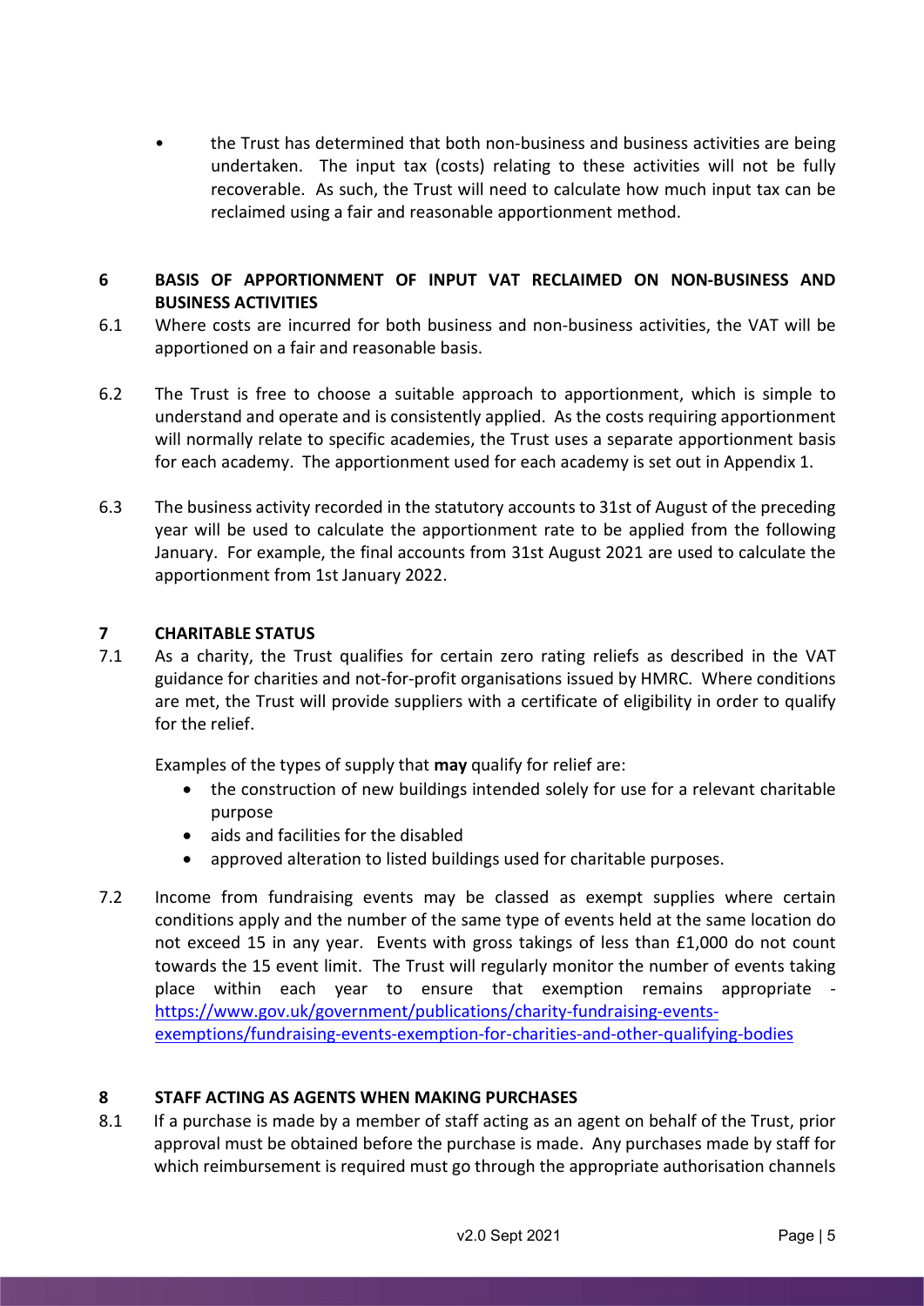- the Trust has determined that both non-business and business activities are being undertaken. The input tax (costs) relating to these activities will not be fully recoverable. As such, the Trust will need to calculate how much input tax can be reclaimed using a fair and reasonable apportionment method.

## 6 BASIS OF APPORTIONMENT OF INPUT VAT RECLAIMED ON NON-BUSINESS AND BUSINESS ACTIVITIES

6.1 Where costs are incurred for both business and non-business activities, the VAT will be apportioned on a fair and reasonable basis.

6.2 The Trust is free to choose a suitable approach to apportionment, which is simple to understand and operate and is consistently applied. As the costs requiring apportionment will normally relate to specific academies, the Trust uses a separate apportionment basis for each academy. The apportionment used for each academy is set out in Appendix 1.

6.3 The business activity recorded in the statutory accounts to 31st of August of the preceding year will be used to calculate the apportionment rate to be applied from the following January. For example, the final accounts from 31st August 2021 are used to calculate the apportionment from 1st January 2022.

## 7 CHARITABLE STATUS

7.1 As a charity, the Trust qualifies for certain zero rating reliefs as described in the VAT guidance for charities and not-for-profit organisations issued by HMRC. Where conditions are met, the Trust will provide suppliers with a certificate of eligibility in order to qualify for the relief.

Examples of the types of supply that **may** qualify for relief are:

- the construction of new buildings intended solely for use for a relevant charitable purpose
- aids and facilities for the disabled
- approved alteration to listed buildings used for charitable purposes.

7.2 Income from fundraising events may be classed as exempt supplies where certain conditions apply and the number of the same type of events held at the same location do not exceed 15 in any year. Events with gross takings of less than £1,000 do not count towards the 15 event limit. The Trust will regularly monitor the number of events taking place within each year to ensure that exemption remains appropriate - [https://www.gov.uk/government/publications/charity-fundraising-events-exemptions/fundraising-events-exemption-for-charities-and-other-qualifying-bodies](https://www.gov.uk/government/publications/charity-fundraising-events-exemptions/fundraising-events-exemption-for-charities-and-other-qualifying-bodies)

## 8 STAFF ACTING AS AGENTS WHEN MAKING PURCHASES

8.1 If a purchase is made by a member of staff acting as an agent on behalf of the Trust, prior approval must be obtained before the purchase is made. Any purchases made by staff for which reimbursement is required must go through the appropriate authorisation channels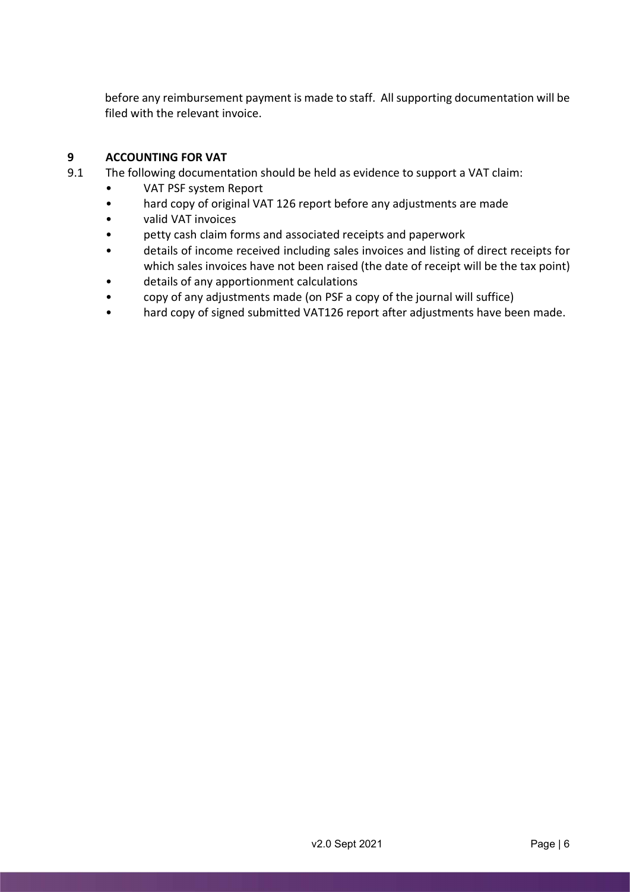before any reimbursement payment is made to staff. All supporting documentation will be filed with the relevant invoice.

## 9 ACCOUNTING FOR VAT

9.1 The following documentation should be held as evidence to support a VAT claim:

- VAT PSF system Report
- hard copy of original VAT 126 report before any adjustments are made
- valid VAT invoices
- petty cash claim forms and associated receipts and paperwork
- details of income received including sales invoices and listing of direct receipts for which sales invoices have not been raised (the date of receipt will be the tax point)
- details of any apportionment calculations
- copy of any adjustments made (on PSF a copy of the journal will suffice)
- hard copy of signed submitted VAT126 report after adjustments have been made.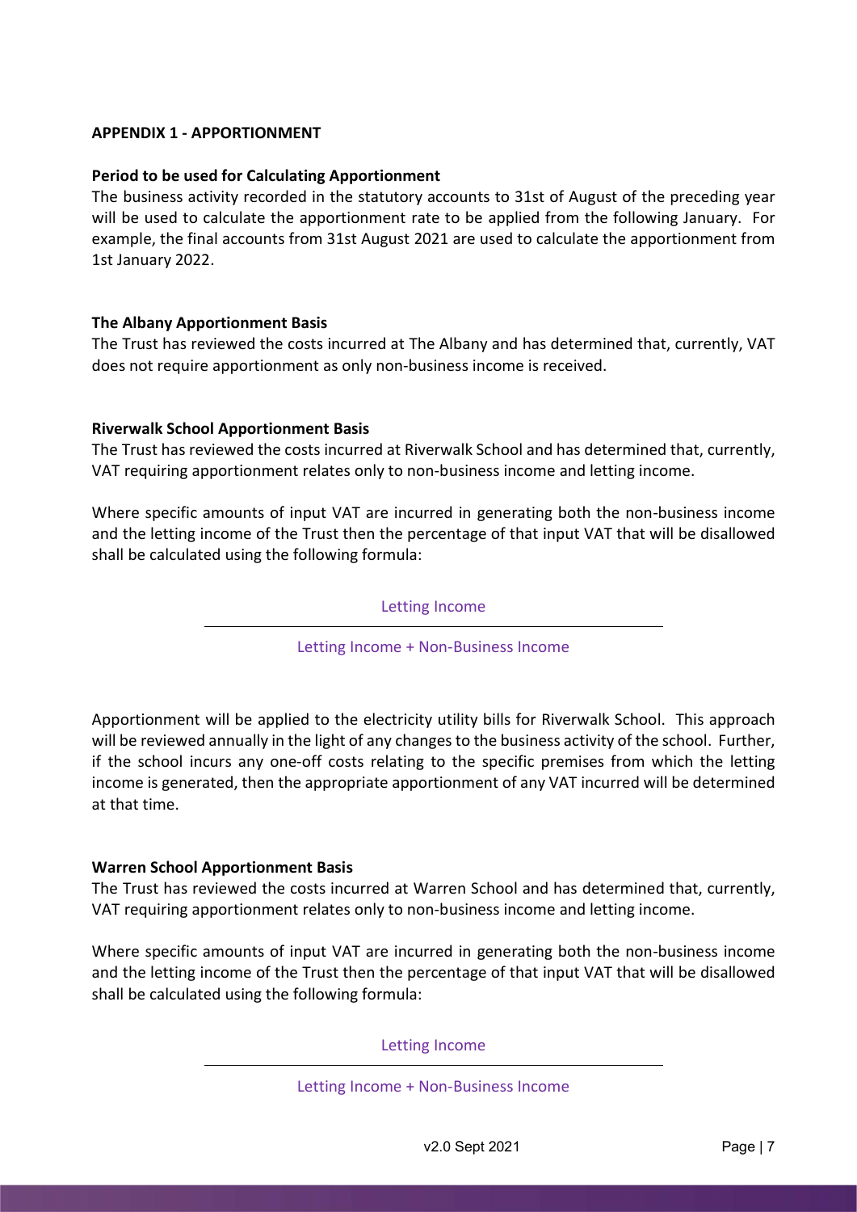## APPENDIX 1 - APPORTIONMENT

### Period to be used for Calculating Apportionment

The business activity recorded in the statutory accounts to 31st of August of the preceding year will be used to calculate the apportionment rate to be applied from the following January. For example, the final accounts from 31st August 2021 are used to calculate the apportionment from 1st January 2022.

### The Albany Apportionment Basis

The Trust has reviewed the costs incurred at The Albany and has determined that, currently, VAT does not require apportionment as only non-business income is received.

### Riverwalk School Apportionment Basis

The Trust has reviewed the costs incurred at Riverwalk School and has determined that, currently, VAT requiring apportionment relates only to non-business income and letting income.

Where specific amounts of input VAT are incurred in generating both the non-business income and the letting income of the Trust then the percentage of that input VAT that will be disallowed shall be calculated using the following formula:

$$\frac{\text{Letting Income}}{\text{Letting Income + Non-Business Income}}$$

Apportionment will be applied to the electricity utility bills for Riverwalk School. This approach will be reviewed annually in the light of any changes to the business activity of the school. Further, if the school incurs any one-off costs relating to the specific premises from which the letting income is generated, then the appropriate apportionment of any VAT incurred will be determined at that time.

### Warren School Apportionment Basis

The Trust has reviewed the costs incurred at Warren School and has determined that, currently, VAT requiring apportionment relates only to non-business income and letting income.

Where specific amounts of input VAT are incurred in generating both the non-business income and the letting income of the Trust then the percentage of that input VAT that will be disallowed shall be calculated using the following formula:

$$\frac{\text{Letting Income}}{\text{Letting Income + Non-Business Income}}$$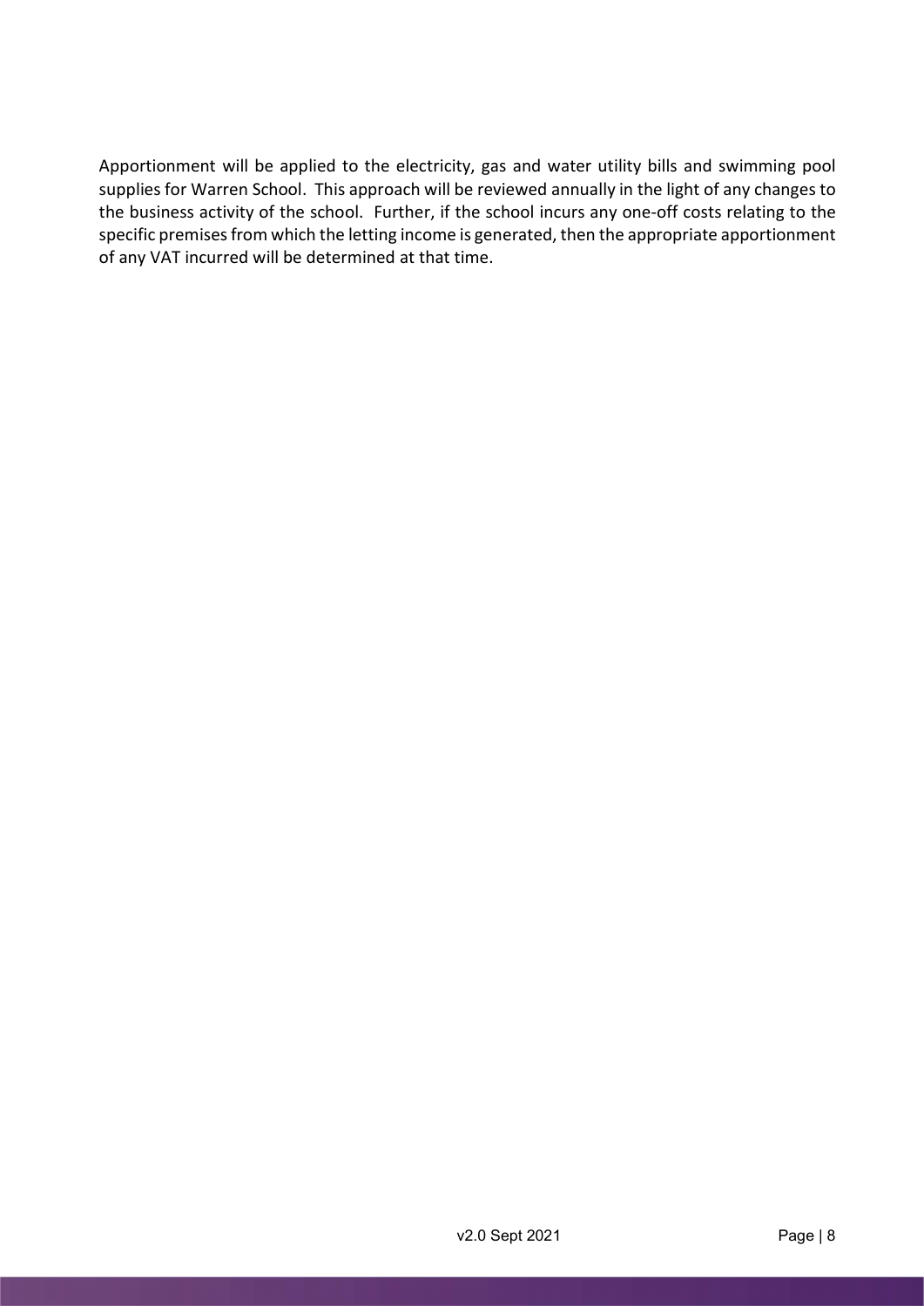Apportionment will be applied to the electricity, gas and water utility bills and swimming pool supplies for Warren School. This approach will be reviewed annually in the light of any changes to the business activity of the school. Further, if the school incurs any one-off costs relating to the specific premises from which the letting income is generated, then the appropriate apportionment of any VAT incurred will be determined at that time.